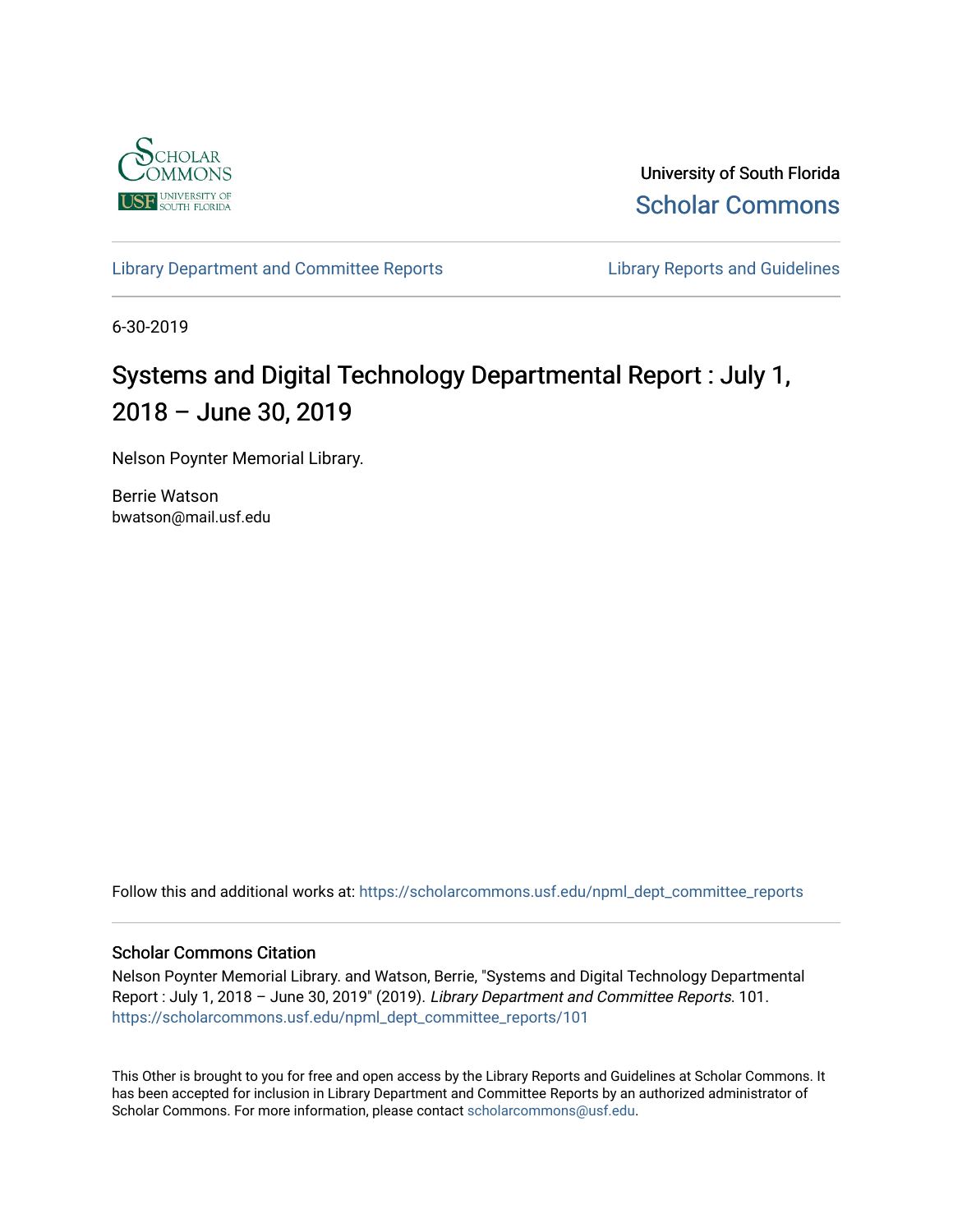University of South Florida

Scholar Commons

Library Department and Committee Reports

Library Reports and Guidelines

6-30-2019

# Systems and Digital Technology Departmental Report : July 1, 2018 – June 30, 2019

Nelson Poynter Memorial Library.

Berrie Watson
bwatson@mail.usf.edu

Follow this and additional works at: https://scholarcommons.usf.edu/npml_dept_committee_reports

### Scholar Commons Citation

Nelson Poynter Memorial Library. and Watson, Berrie, "Systems and Digital Technology Departmental Report : July 1, 2018 – June 30, 2019" (2019). *Library Department and Committee Reports*. 101.
https://scholarcommons.usf.edu/npml_dept_committee_reports/101

This Other is brought to you for free and open access by the Library Reports and Guidelines at Scholar Commons. It has been accepted for inclusion in Library Department and Committee Reports by an authorized administrator of Scholar Commons. For more information, please contact scholarcommons@usf.edu.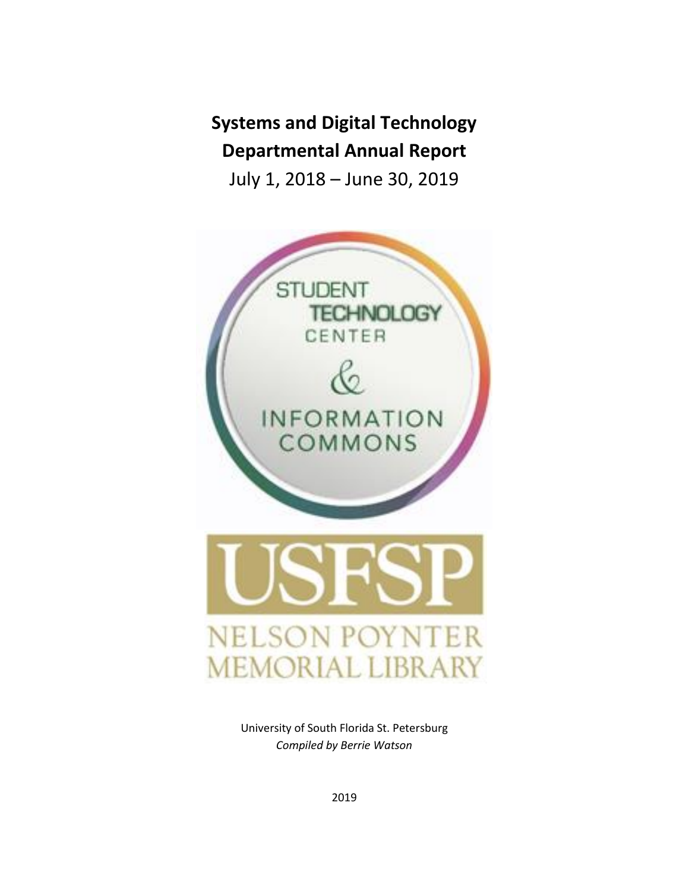**Systems and Digital Technology**

**Departmental Annual Report**

July 1, 2018 – June 30, 2019

STUDENT TECHNOLOGY CENTER & INFORMATION COMMONS

USFSP

NELSON POYNTER MEMORIAL LIBRARY

University of South Florida St. Petersburg

*Compiled by Berrie Watson*

2019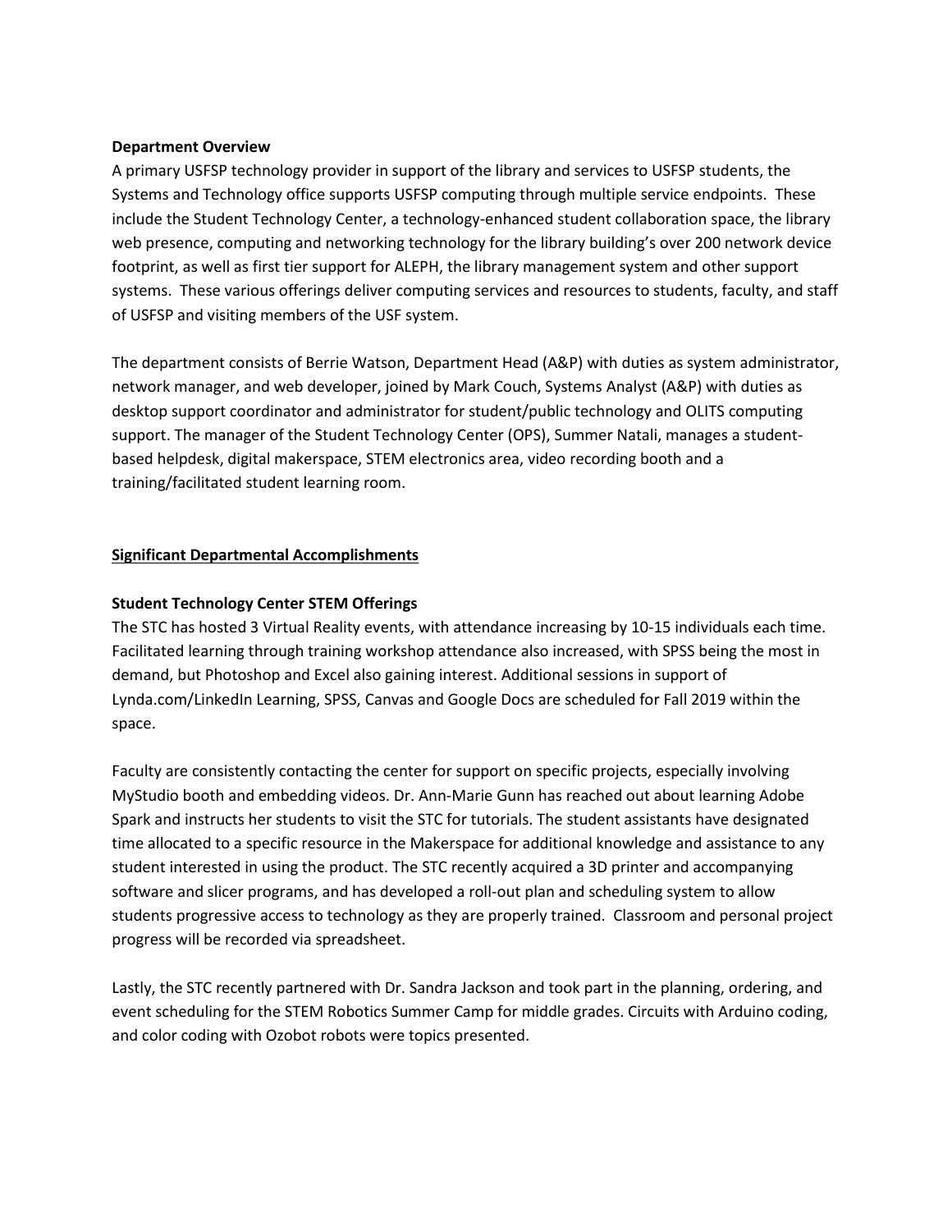**Department Overview**

A primary USFSP technology provider in support of the library and services to USFSP students, the Systems and Technology office supports USFSP computing through multiple service endpoints. These include the Student Technology Center, a technology-enhanced student collaboration space, the library web presence, computing and networking technology for the library building's over 200 network device footprint, as well as first tier support for ALEPH, the library management system and other support systems. These various offerings deliver computing services and resources to students, faculty, and staff of USFSP and visiting members of the USF system.

The department consists of Berrie Watson, Department Head (A&P) with duties as system administrator, network manager, and web developer, joined by Mark Couch, Systems Analyst (A&P) with duties as desktop support coordinator and administrator for student/public technology and OLITS computing support. The manager of the Student Technology Center (OPS), Summer Natali, manages a student-based helpdesk, digital makerspace, STEM electronics area, video recording booth and a training/facilitated student learning room.

## <u>Significant Departmental Accomplishments</u>

**Student Technology Center STEM Offerings**

The STC has hosted 3 Virtual Reality events, with attendance increasing by 10-15 individuals each time. Facilitated learning through training workshop attendance also increased, with SPSS being the most in demand, but Photoshop and Excel also gaining interest. Additional sessions in support of Lynda.com/LinkedIn Learning, SPSS, Canvas and Google Docs are scheduled for Fall 2019 within the space.

Faculty are consistently contacting the center for support on specific projects, especially involving MyStudio booth and embedding videos. Dr. Ann-Marie Gunn has reached out about learning Adobe Spark and instructs her students to visit the STC for tutorials. The student assistants have designated time allocated to a specific resource in the Makerspace for additional knowledge and assistance to any student interested in using the product. The STC recently acquired a 3D printer and accompanying software and slicer programs, and has developed a roll-out plan and scheduling system to allow students progressive access to technology as they are properly trained. Classroom and personal project progress will be recorded via spreadsheet.

Lastly, the STC recently partnered with Dr. Sandra Jackson and took part in the planning, ordering, and event scheduling for the STEM Robotics Summer Camp for middle grades. Circuits with Arduino coding, and color coding with Ozobot robots were topics presented.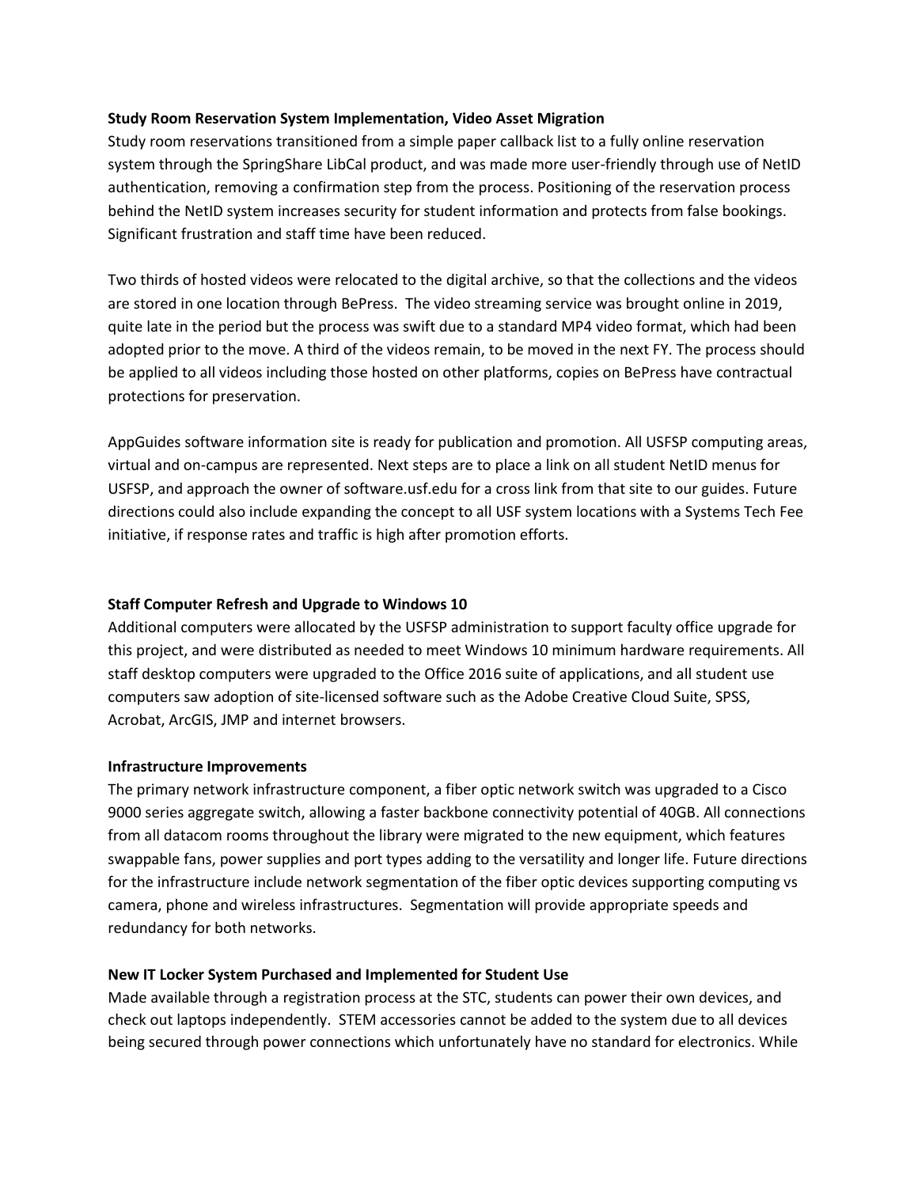**Study Room Reservation System Implementation, Video Asset Migration**

Study room reservations transitioned from a simple paper callback list to a fully online reservation system through the SpringShare LibCal product, and was made more user-friendly through use of NetID authentication, removing a confirmation step from the process. Positioning of the reservation process behind the NetID system increases security for student information and protects from false bookings. Significant frustration and staff time have been reduced.

Two thirds of hosted videos were relocated to the digital archive, so that the collections and the videos are stored in one location through BePress. The video streaming service was brought online in 2019, quite late in the period but the process was swift due to a standard MP4 video format, which had been adopted prior to the move. A third of the videos remain, to be moved in the next FY. The process should be applied to all videos including those hosted on other platforms, copies on BePress have contractual protections for preservation.

AppGuides software information site is ready for publication and promotion. All USFSP computing areas, virtual and on-campus are represented. Next steps are to place a link on all student NetID menus for USFSP, and approach the owner of software.usf.edu for a cross link from that site to our guides. Future directions could also include expanding the concept to all USF system locations with a Systems Tech Fee initiative, if response rates and traffic is high after promotion efforts.

**Staff Computer Refresh and Upgrade to Windows 10**

Additional computers were allocated by the USFSP administration to support faculty office upgrade for this project, and were distributed as needed to meet Windows 10 minimum hardware requirements. All staff desktop computers were upgraded to the Office 2016 suite of applications, and all student use computers saw adoption of site-licensed software such as the Adobe Creative Cloud Suite, SPSS, Acrobat, ArcGIS, JMP and internet browsers.

**Infrastructure Improvements**

The primary network infrastructure component, a fiber optic network switch was upgraded to a Cisco 9000 series aggregate switch, allowing a faster backbone connectivity potential of 40GB. All connections from all datacom rooms throughout the library were migrated to the new equipment, which features swappable fans, power supplies and port types adding to the versatility and longer life. Future directions for the infrastructure include network segmentation of the fiber optic devices supporting computing vs camera, phone and wireless infrastructures. Segmentation will provide appropriate speeds and redundancy for both networks.

**New IT Locker System Purchased and Implemented for Student Use**

Made available through a registration process at the STC, students can power their own devices, and check out laptops independently. STEM accessories cannot be added to the system due to all devices being secured through power connections which unfortunately have no standard for electronics. While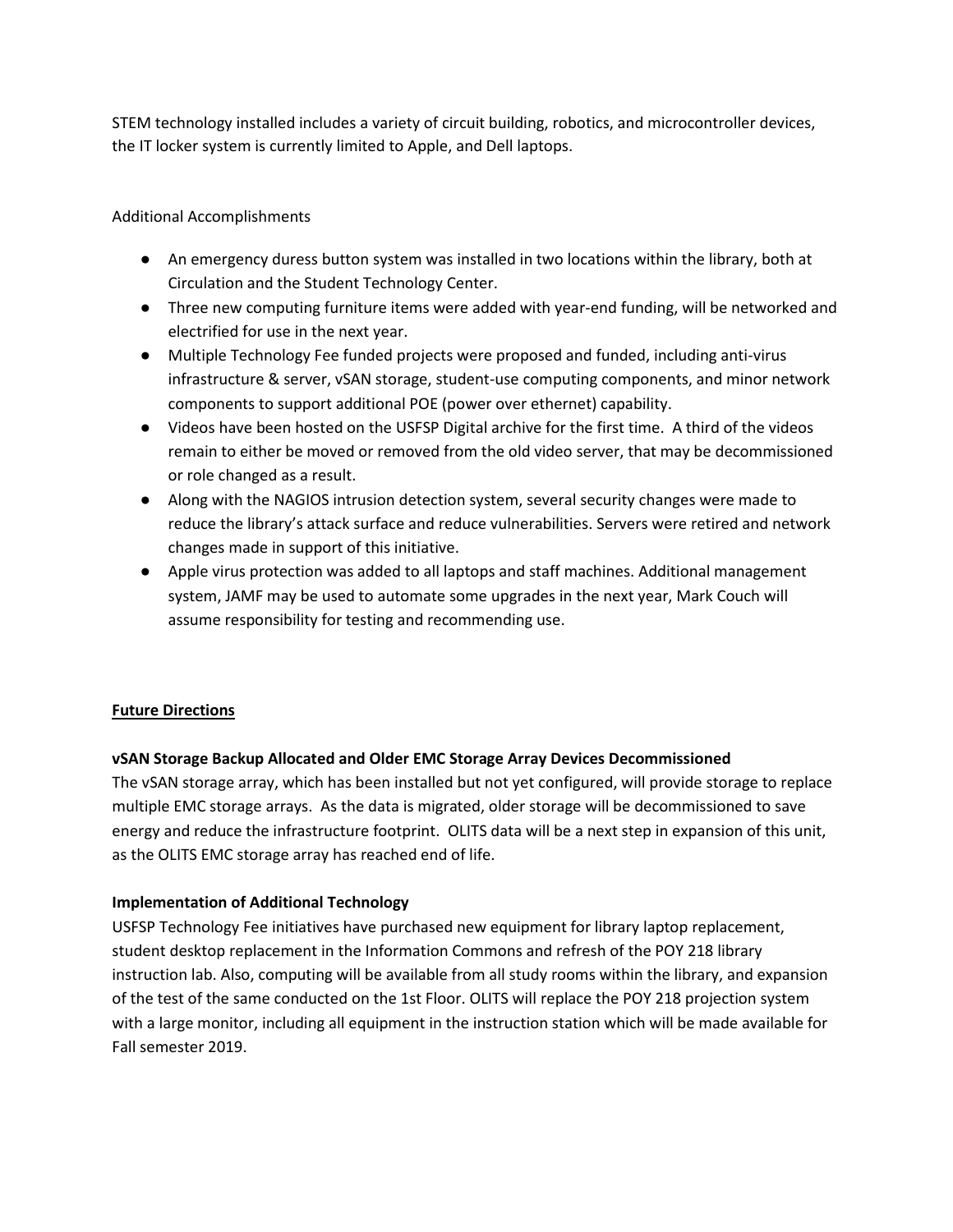STEM technology installed includes a variety of circuit building, robotics, and microcontroller devices, the IT locker system is currently limited to Apple, and Dell laptops.

Additional Accomplishments

- An emergency duress button system was installed in two locations within the library, both at Circulation and the Student Technology Center.
- Three new computing furniture items were added with year-end funding, will be networked and electrified for use in the next year.
- Multiple Technology Fee funded projects were proposed and funded, including anti-virus infrastructure & server, vSAN storage, student-use computing components, and minor network components to support additional POE (power over ethernet) capability.
- Videos have been hosted on the USFSP Digital archive for the first time. A third of the videos remain to either be moved or removed from the old video server, that may be decommissioned or role changed as a result.
- Along with the NAGIOS intrusion detection system, several security changes were made to reduce the library's attack surface and reduce vulnerabilities. Servers were retired and network changes made in support of this initiative.
- Apple virus protection was added to all laptops and staff machines. Additional management system, JAMF may be used to automate some upgrades in the next year, Mark Couch will assume responsibility for testing and recommending use.

## <u>Future Directions</u>

### vSAN Storage Backup Allocated and Older EMC Storage Array Devices Decommissioned

The vSAN storage array, which has been installed but not yet configured, will provide storage to replace multiple EMC storage arrays. As the data is migrated, older storage will be decommissioned to save energy and reduce the infrastructure footprint. OLITS data will be a next step in expansion of this unit, as the OLITS EMC storage array has reached end of life.

### Implementation of Additional Technology

USFSP Technology Fee initiatives have purchased new equipment for library laptop replacement, student desktop replacement in the Information Commons and refresh of the POY 218 library instruction lab. Also, computing will be available from all study rooms within the library, and expansion of the test of the same conducted on the 1st Floor. OLITS will replace the POY 218 projection system with a large monitor, including all equipment in the instruction station which will be made available for Fall semester 2019.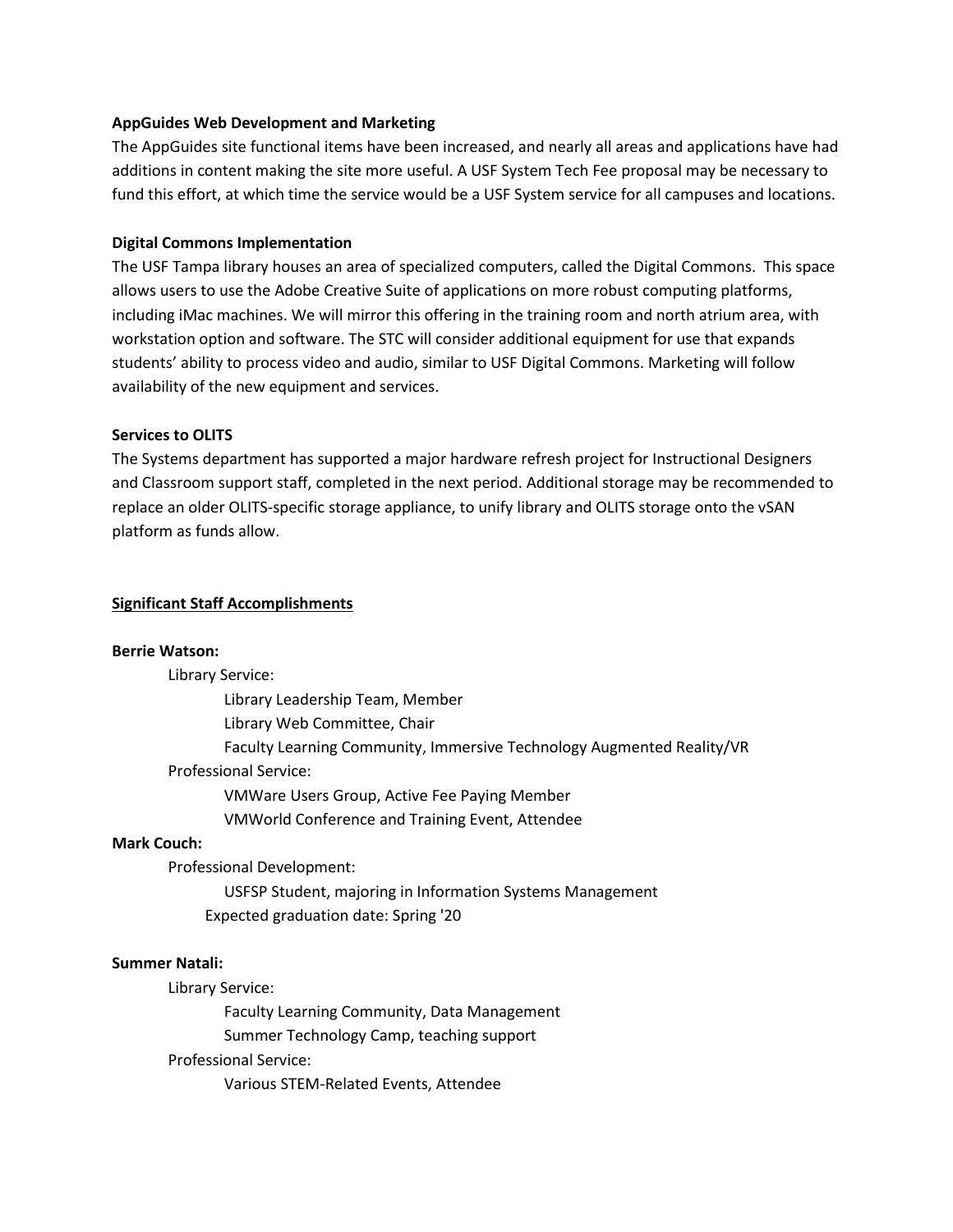**AppGuides Web Development and Marketing**

The AppGuides site functional items have been increased, and nearly all areas and applications have had additions in content making the site more useful. A USF System Tech Fee proposal may be necessary to fund this effort, at which time the service would be a USF System service for all campuses and locations.

**Digital Commons Implementation**

The USF Tampa library houses an area of specialized computers, called the Digital Commons. This space allows users to use the Adobe Creative Suite of applications on more robust computing platforms, including iMac machines. We will mirror this offering in the training room and north atrium area, with workstation option and software. The STC will consider additional equipment for use that expands students' ability to process video and audio, similar to USF Digital Commons. Marketing will follow availability of the new equipment and services.

**Services to OLITS**

The Systems department has supported a major hardware refresh project for Instructional Designers and Classroom support staff, completed in the next period. Additional storage may be recommended to replace an older OLITS-specific storage appliance, to unify library and OLITS storage onto the vSAN platform as funds allow.

## <u>Significant Staff Accomplishments</u>

**Berrie Watson:**

- Library Service:
  - Library Leadership Team, Member
  - Library Web Committee, Chair
  - Faculty Learning Community, Immersive Technology Augmented Reality/VR
- Professional Service:
  - VMWare Users Group, Active Fee Paying Member
  - VMWorld Conference and Training Event, Attendee

**Mark Couch:**

- Professional Development:
  - USFSP Student, majoring in Information Systems Management
  - Expected graduation date: Spring '20

**Summer Natali:**

- Library Service:
  - Faculty Learning Community, Data Management
  - Summer Technology Camp, teaching support
- Professional Service:
  - Various STEM-Related Events, Attendee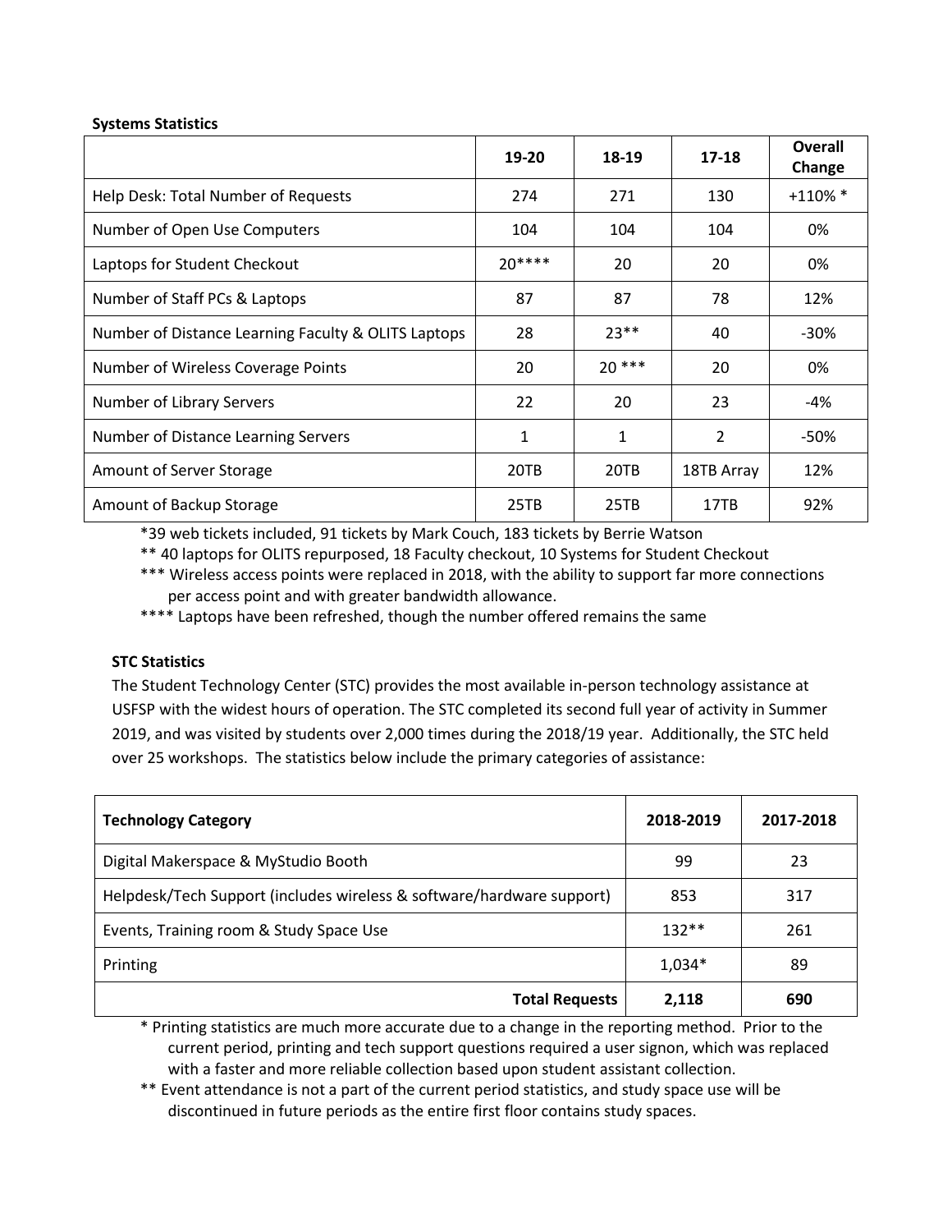**Systems Statistics**

| | 19-20 | 18-19 | 17-18 | Overall Change |
|---|---|---|---|---|
| Help Desk: Total Number of Requests | 274 | 271 | 130 | +110% * |
| Number of Open Use Computers | 104 | 104 | 104 | 0% |
| Laptops for Student Checkout | 20**** | 20 | 20 | 0% |
| Number of Staff PCs & Laptops | 87 | 87 | 78 | 12% |
| Number of Distance Learning Faculty & OLITS Laptops | 28 | 23** | 40 | -30% |
| Number of Wireless Coverage Points | 20 | 20 *** | 20 | 0% |
| Number of Library Servers | 22 | 20 | 23 | -4% |
| Number of Distance Learning Servers | 1 | 1 | 2 | -50% |
| Amount of Server Storage | 20TB | 20TB | 18TB Array | 12% |
| Amount of Backup Storage | 25TB | 25TB | 17TB | 92% |

*39 web tickets included, 91 tickets by Mark Couch, 183 tickets by Berrie Watson

** 40 laptops for OLITS repurposed, 18 Faculty checkout, 10 Systems for Student Checkout

*** Wireless access points were replaced in 2018, with the ability to support far more connections per access point and with greater bandwidth allowance.

**** Laptops have been refreshed, though the number offered remains the same

**STC Statistics**

The Student Technology Center (STC) provides the most available in-person technology assistance at USFSP with the widest hours of operation. The STC completed its second full year of activity in Summer 2019, and was visited by students over 2,000 times during the 2018/19 year. Additionally, the STC held over 25 workshops. The statistics below include the primary categories of assistance:

| Technology Category | 2018-2019 | 2017-2018 |
|---|---|---|
| Digital Makerspace & MyStudio Booth | 99 | 23 |
| Helpdesk/Tech Support (includes wireless & software/hardware support) | 853 | 317 |
| Events, Training room & Study Space Use | 132** | 261 |
| Printing | 1,034* | 89 |
| **Total Requests** | **2,118** | **690** |

* Printing statistics are much more accurate due to a change in the reporting method. Prior to the current period, printing and tech support questions required a user signon, which was replaced with a faster and more reliable collection based upon student assistant collection.

** Event attendance is not a part of the current period statistics, and study space use will be discontinued in future periods as the entire first floor contains study spaces.